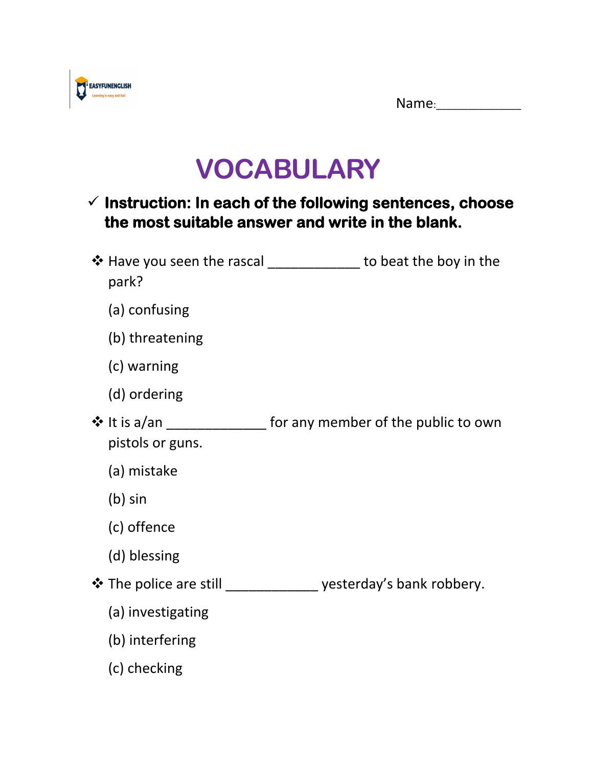Name:____________

# VOCABULARY

✓ **Instruction: In each of the following sentences, choose the most suitable answer and write in the blank.**

❖ Have you seen the rascal ____________ to beat the boy in the park?

(a) confusing

(b) threatening

(c) warning

(d) ordering

❖ It is a/an _____________ for any member of the public to own pistols or guns.

(a) mistake

(b) sin

(c) offence

(d) blessing

❖ The police are still ____________ yesterday's bank robbery.

(a) investigating

(b) interfering

(c) checking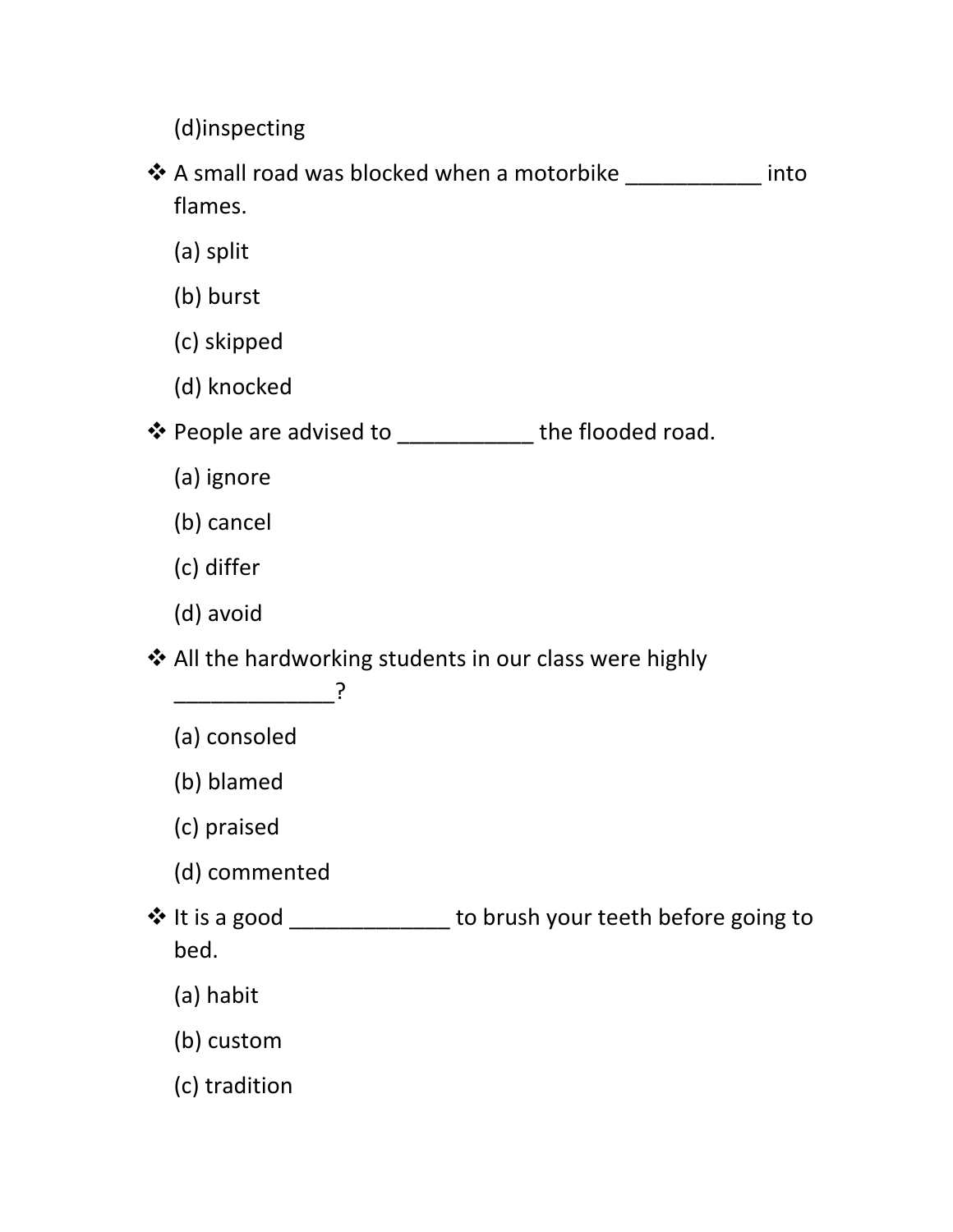(d)inspecting

- A small road was blocked when a motorbike ___________ into flames.

  (a) split

  (b) burst

  (c) skipped

  (d) knocked

- People are advised to ___________ the flooded road.

  (a) ignore

  (b) cancel

  (c) differ

  (d) avoid

- All the hardworking students in our class were highly _____________?

  (a) consoled

  (b) blamed

  (c) praised

  (d) commented

- It is a good _____________ to brush your teeth before going to bed.

  (a) habit

  (b) custom

  (c) tradition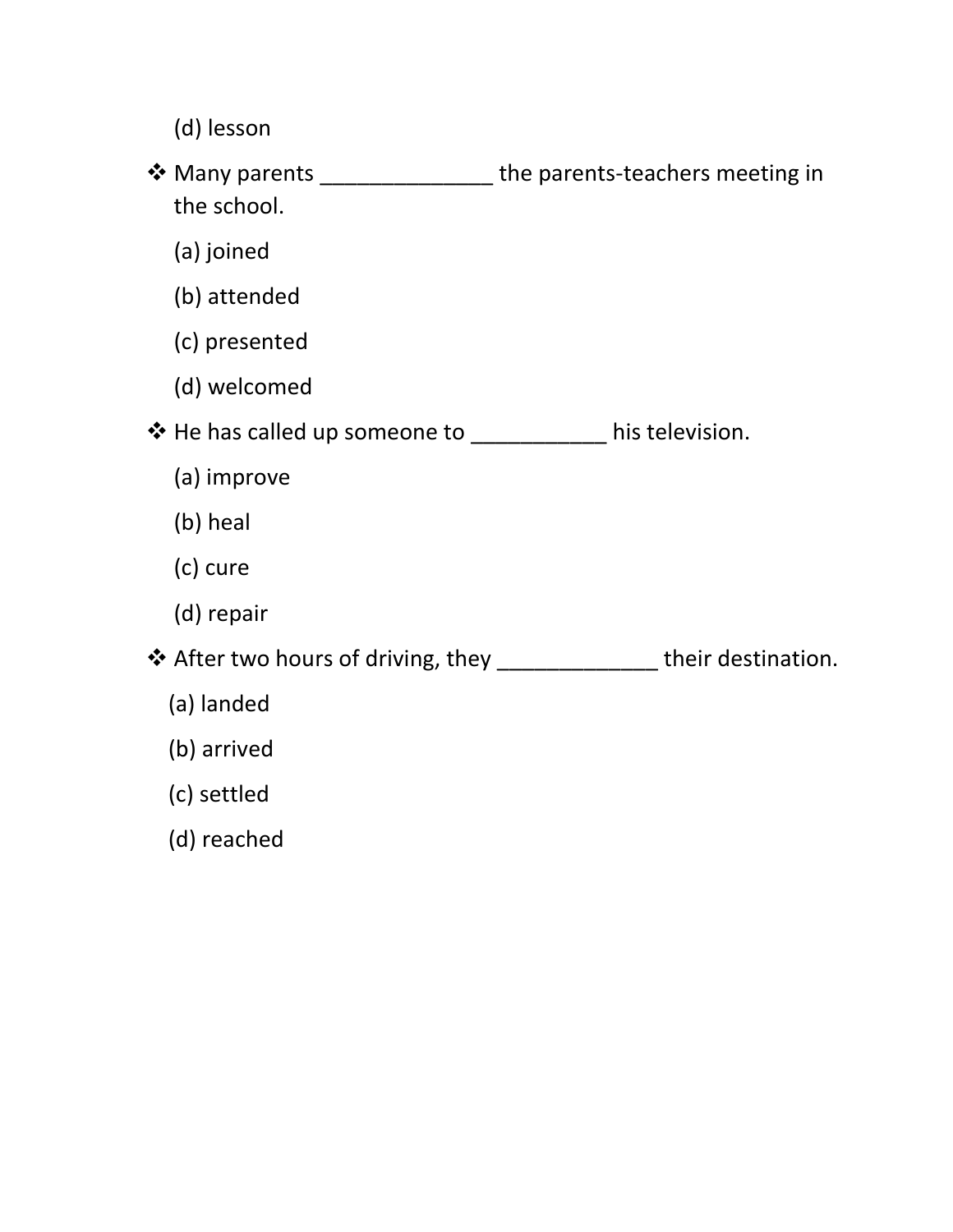(d) lesson

- Many parents ______________ the parents-teachers meeting in the school.

    (a) joined

    (b) attended

    (c) presented

    (d) welcomed

- He has called up someone to ___________ his television.

    (a) improve

    (b) heal

    (c) cure

    (d) repair

- After two hours of driving, they _____________ their destination.

    (a) landed

    (b) arrived

    (c) settled

    (d) reached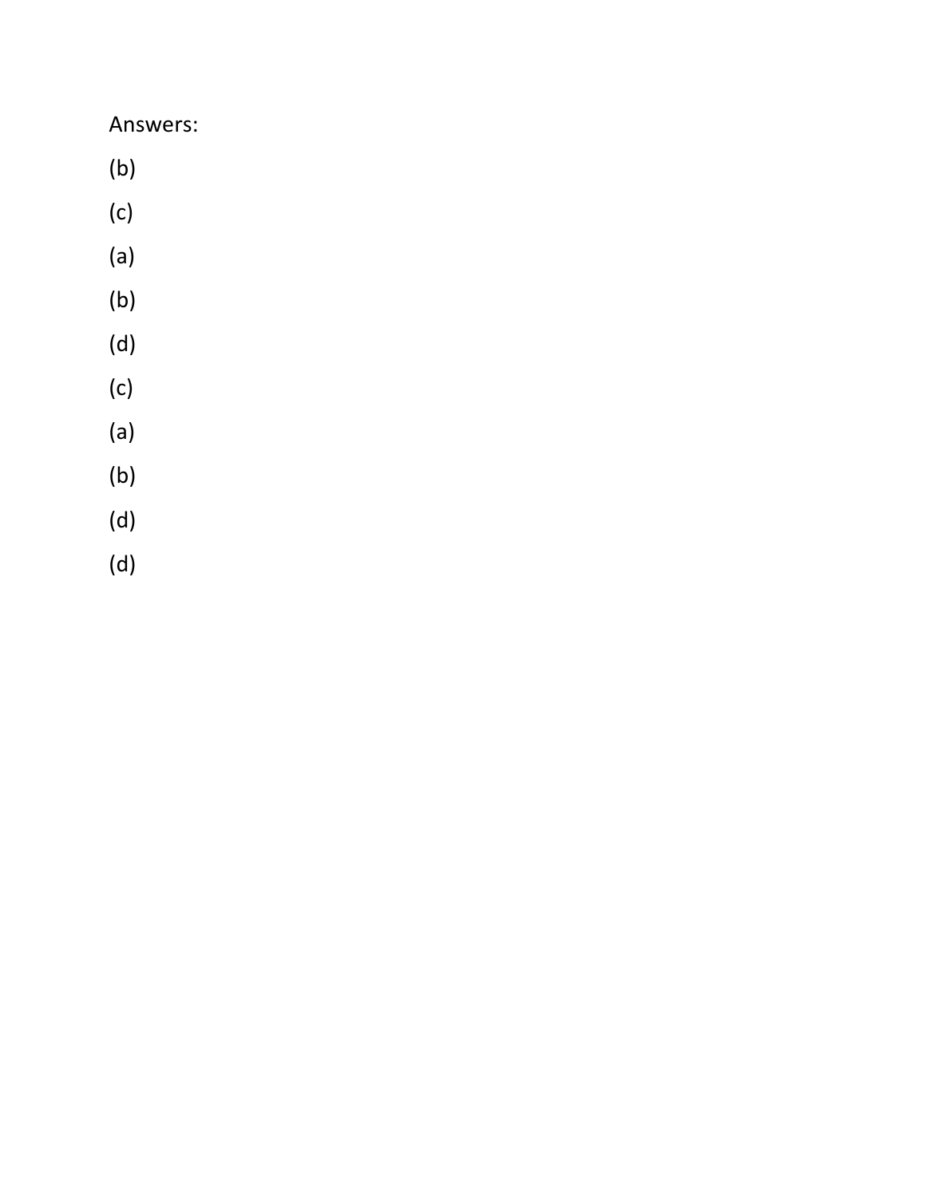Answers:

(b)

(c)

(a)

(b)

(d)

(c)

(a)

(b)

(d)

(d)